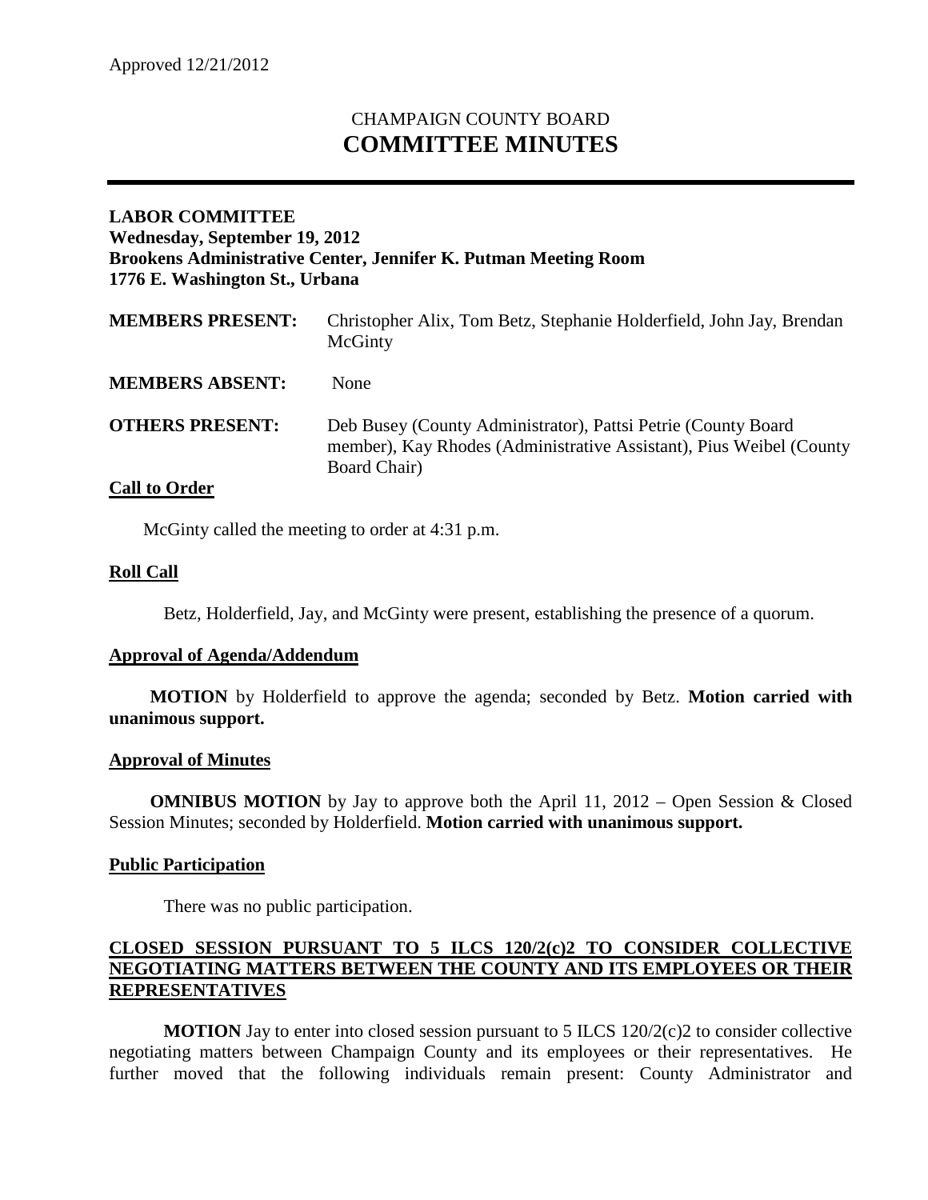Approved 12/21/2012

# CHAMPAIGN COUNTY BOARD
# COMMITTEE MINUTES

---

**LABOR COMMITTEE**
**Wednesday, September 19, 2012**
**Brookens Administrative Center, Jennifer K. Putman Meeting Room**
**1776 E. Washington St., Urbana**

| | |
|---|---|
| **MEMBERS PRESENT:** | Christopher Alix, Tom Betz, Stephanie Holderfield, John Jay, Brendan McGinty |
| **MEMBERS ABSENT:** | None |
| **OTHERS PRESENT:** | Deb Busey (County Administrator), Pattsi Petrie (County Board member), Kay Rhodes (Administrative Assistant), Pius Weibel (County Board Chair) |

## Call to Order

McGinty called the meeting to order at 4:31 p.m.

## Roll Call

Betz, Holderfield, Jay, and McGinty were present, establishing the presence of a quorum.

## Approval of Agenda/Addendum

**MOTION** by Holderfield to approve the agenda; seconded by Betz. **Motion carried with unanimous support.**

## Approval of Minutes

**OMNIBUS MOTION** by Jay to approve both the April 11, 2012 – Open Session & Closed Session Minutes; seconded by Holderfield. **Motion carried with unanimous support.**

## Public Participation

There was no public participation.

## CLOSED SESSION PURSUANT TO 5 ILCS 120/2(c)2 TO CONSIDER COLLECTIVE NEGOTIATING MATTERS BETWEEN THE COUNTY AND ITS EMPLOYEES OR THEIR REPRESENTATIVES

**MOTION** Jay to enter into closed session pursuant to 5 ILCS 120/2(c)2 to consider collective negotiating matters between Champaign County and its employees or their representatives. He further moved that the following individuals remain present: County Administrator and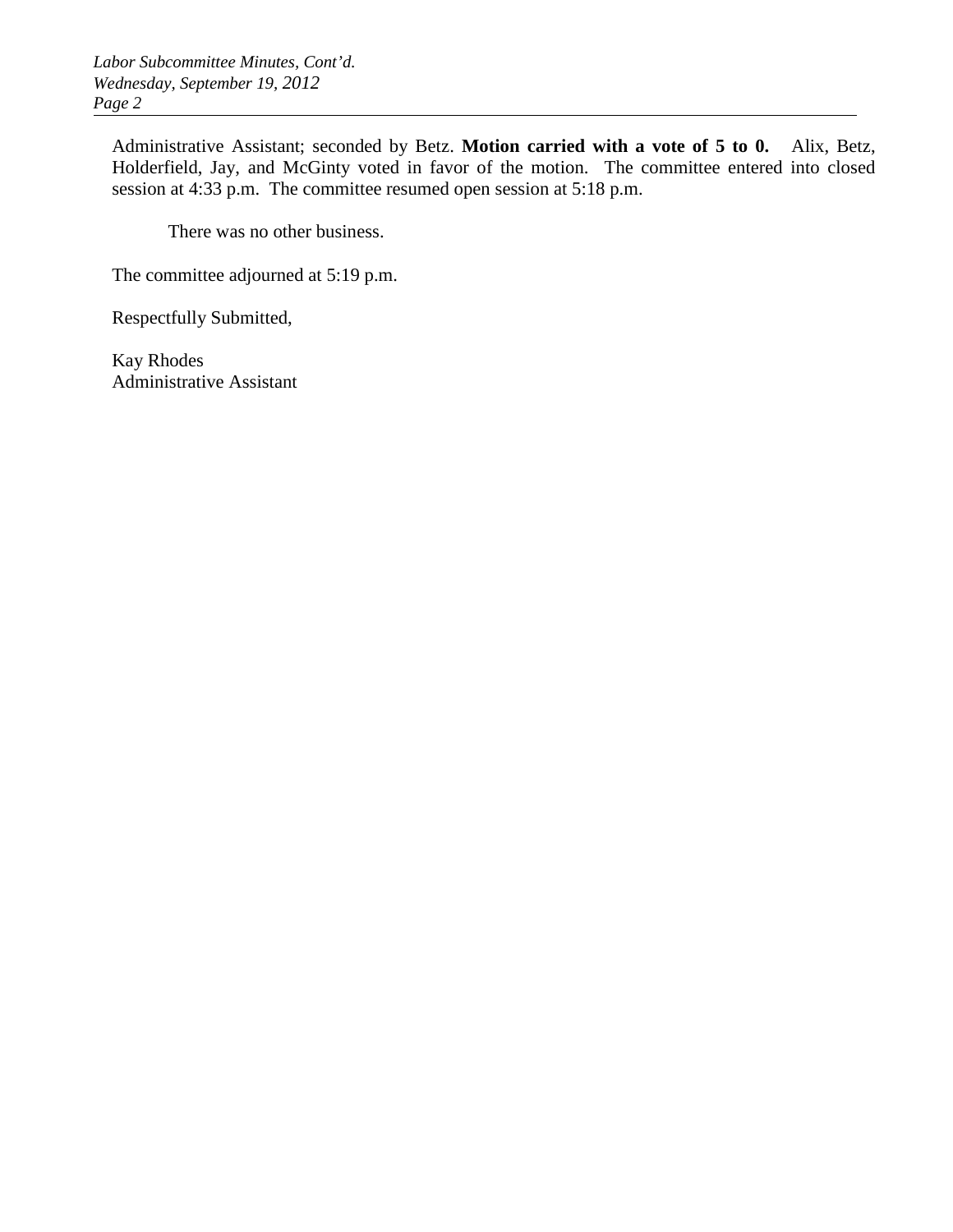Administrative Assistant; seconded by Betz. **Motion carried with a vote of 5 to 0.** Alix, Betz, Holderfield, Jay, and McGinty voted in favor of the motion. The committee entered into closed session at 4:33 p.m. The committee resumed open session at 5:18 p.m.

There was no other business.

The committee adjourned at 5:19 p.m.

Respectfully Submitted,

Kay Rhodes
Administrative Assistant